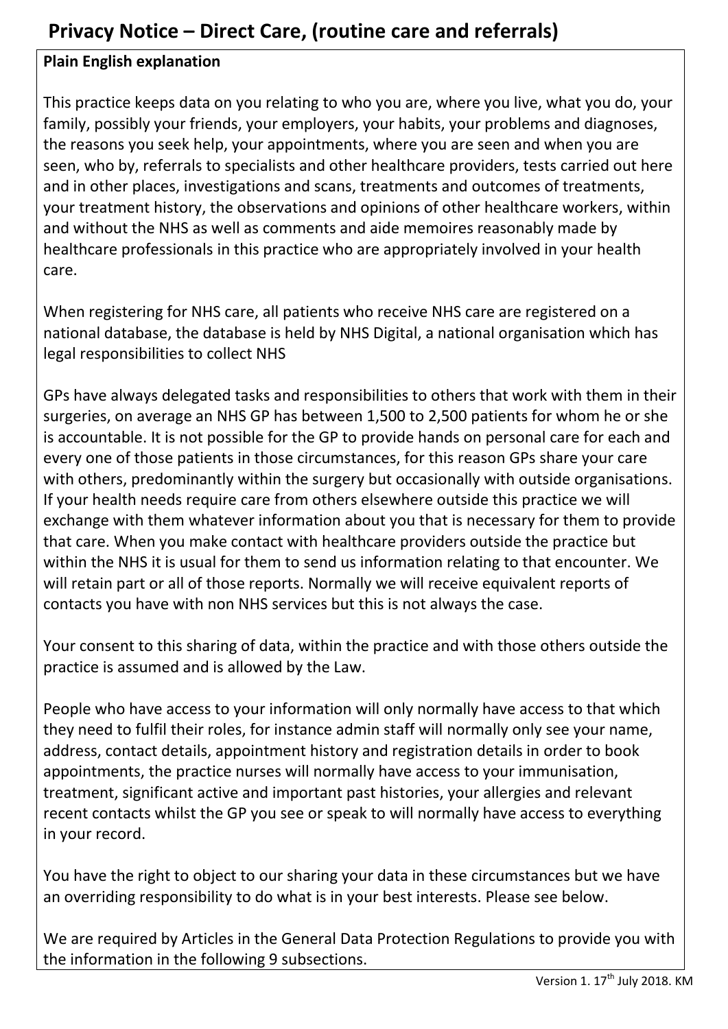# Privacy Notice – Direct Care, (routine care and referrals)

**Plain English explanation**

This practice keeps data on you relating to who you are, where you live, what you do, your family, possibly your friends, your employers, your habits, your problems and diagnoses, the reasons you seek help, your appointments, where you are seen and when you are seen, who by, referrals to specialists and other healthcare providers, tests carried out here and in other places, investigations and scans, treatments and outcomes of treatments, your treatment history, the observations and opinions of other healthcare workers, within and without the NHS as well as comments and aide memoires reasonably made by healthcare professionals in this practice who are appropriately involved in your health care.

When registering for NHS care, all patients who receive NHS care are registered on a national database, the database is held by NHS Digital, a national organisation which has legal responsibilities to collect NHS

GPs have always delegated tasks and responsibilities to others that work with them in their surgeries, on average an NHS GP has between 1,500 to 2,500 patients for whom he or she is accountable. It is not possible for the GP to provide hands on personal care for each and every one of those patients in those circumstances, for this reason GPs share your care with others, predominantly within the surgery but occasionally with outside organisations. If your health needs require care from others elsewhere outside this practice we will exchange with them whatever information about you that is necessary for them to provide that care. When you make contact with healthcare providers outside the practice but within the NHS it is usual for them to send us information relating to that encounter. We will retain part or all of those reports. Normally we will receive equivalent reports of contacts you have with non NHS services but this is not always the case.

Your consent to this sharing of data, within the practice and with those others outside the practice is assumed and is allowed by the Law.

People who have access to your information will only normally have access to that which they need to fulfil their roles, for instance admin staff will normally only see your name, address, contact details, appointment history and registration details in order to book appointments, the practice nurses will normally have access to your immunisation, treatment, significant active and important past histories, your allergies and relevant recent contacts whilst the GP you see or speak to will normally have access to everything in your record.

You have the right to object to our sharing your data in these circumstances but we have an overriding responsibility to do what is in your best interests. Please see below.

We are required by Articles in the General Data Protection Regulations to provide you with the information in the following 9 subsections.

Version 1. 17th July 2018. KM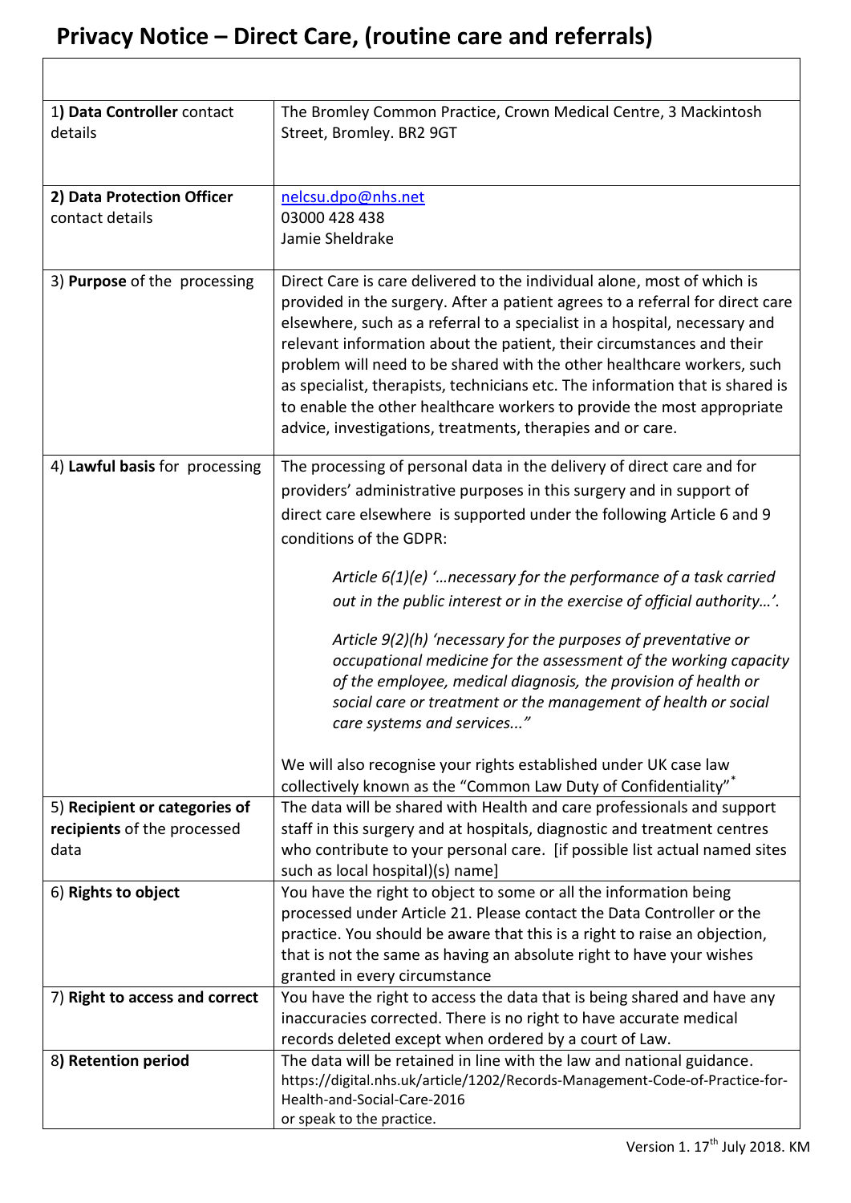# Privacy Notice – Direct Care, (routine care and referrals)

| | |
|---|---|
| 1) **Data Controller** contact details | The Bromley Common Practice, Crown Medical Centre, 3 Mackintosh Street, Bromley. BR2 9GT |
| 2) **Data Protection Officer** contact details | nelcsu.dpo@nhs.net<br>03000 428 438<br>Jamie Sheldrake |
| 3) **Purpose** of the processing | Direct Care is care delivered to the individual alone, most of which is provided in the surgery. After a patient agrees to a referral for direct care elsewhere, such as a referral to a specialist in a hospital, necessary and relevant information about the patient, their circumstances and their problem will need to be shared with the other healthcare workers, such as specialist, therapists, technicians etc. The information that is shared is to enable the other healthcare workers to provide the most appropriate advice, investigations, treatments, therapies and or care. |
| 4) **Lawful basis** for processing | The processing of personal data in the delivery of direct care and for providers' administrative purposes in this surgery and in support of direct care elsewhere is supported under the following Article 6 and 9 conditions of the GDPR:<br><br>*Article 6(1)(e) '…necessary for the performance of a task carried out in the public interest or in the exercise of official authority…'.*<br><br>*Article 9(2)(h) 'necessary for the purposes of preventative or occupational medicine for the assessment of the working capacity of the employee, medical diagnosis, the provision of health or social care or treatment or the management of health or social care systems and services..."*<br><br>We will also recognise your rights established under UK case law collectively known as the "Common Law Duty of Confidentiality"* |
| 5) **Recipient or categories of recipients** of the processed data | The data will be shared with Health and care professionals and support staff in this surgery and at hospitals, diagnostic and treatment centres who contribute to your personal care. [if possible list actual named sites such as local hospital)(s) name] |
| 6) **Rights to object** | You have the right to object to some or all the information being processed under Article 21. Please contact the Data Controller or the practice. You should be aware that this is a right to raise an objection, that is not the same as having an absolute right to have your wishes granted in every circumstance |
| 7) **Right to access and correct** | You have the right to access the data that is being shared and have any inaccuracies corrected. There is no right to have accurate medical records deleted except when ordered by a court of Law. |
| 8**) Retention period** | The data will be retained in line with the law and national guidance. https://digital.nhs.uk/article/1202/Records-Management-Code-of-Practice-for-Health-and-Social-Care-2016<br>or speak to the practice. |

Version 1. 17th July 2018. KM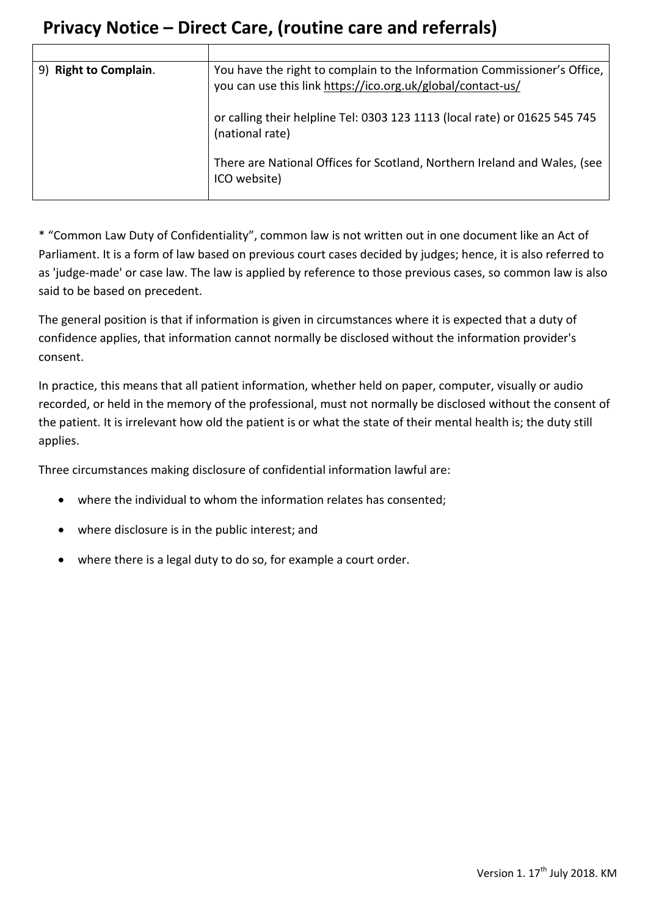# Privacy Notice – Direct Care, (routine care and referrals)

| | |
|---|---|
| 9) **Right to Complain**. | You have the right to complain to the Information Commissioner's Office, you can use this link https://ico.org.uk/global/contact-us/<br><br>or calling their helpline Tel: 0303 123 1113 (local rate) or 01625 545 745 (national rate)<br><br>There are National Offices for Scotland, Northern Ireland and Wales, (see ICO website) |

* "Common Law Duty of Confidentiality", common law is not written out in one document like an Act of Parliament. It is a form of law based on previous court cases decided by judges; hence, it is also referred to as 'judge-made' or case law. The law is applied by reference to those previous cases, so common law is also said to be based on precedent.

The general position is that if information is given in circumstances where it is expected that a duty of confidence applies, that information cannot normally be disclosed without the information provider's consent.

In practice, this means that all patient information, whether held on paper, computer, visually or audio recorded, or held in the memory of the professional, must not normally be disclosed without the consent of the patient. It is irrelevant how old the patient is or what the state of their mental health is; the duty still applies.

Three circumstances making disclosure of confidential information lawful are:

- where the individual to whom the information relates has consented;
- where disclosure is in the public interest; and
- where there is a legal duty to do so, for example a court order.

Version 1. 17th July 2018. KM